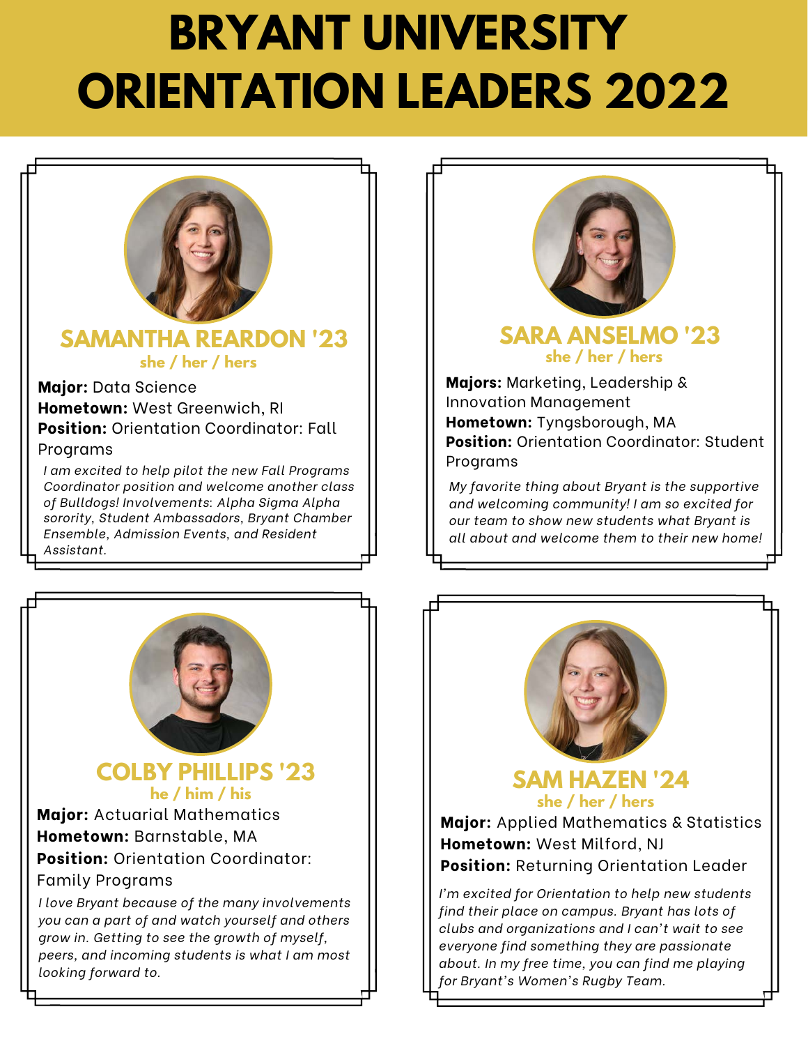# BRYANT UNIVERSITY ORIENTATION LEADERS 2022

## SAMANTHA REARDON '23

**she / her / hers**

**Major:** Data Science
**Hometown:** West Greenwich, RI
**Position:** Orientation Coordinator: Fall Programs

*I am excited to help pilot the new Fall Programs Coordinator position and welcome another class of Bulldogs! Involvements: Alpha Sigma Alpha sorority, Student Ambassadors, Bryant Chamber Ensemble, Admission Events, and Resident Assistant.*

## SARA ANSELMO '23

**she / her / hers**

**Majors:** Marketing, Leadership & Innovation Management
**Hometown:** Tyngsborough, MA
**Position:** Orientation Coordinator: Student Programs

*My favorite thing about Bryant is the supportive and welcoming community! I am so excited for our team to show new students what Bryant is all about and welcome them to their new home!*

## COLBY PHILLIPS '23

**he / him / his**

**Major:** Actuarial Mathematics
**Hometown:** Barnstable, MA
**Position:** Orientation Coordinator: Family Programs

*I love Bryant because of the many involvements you can a part of and watch yourself and others grow in. Getting to see the growth of myself, peers, and incoming students is what I am most looking forward to.*

## SAM HAZEN '24

**she / her / hers**

**Major:** Applied Mathematics & Statistics
**Hometown:** West Milford, NJ
**Position:** Returning Orientation Leader

*I'm excited for Orientation to help new students find their place on campus. Bryant has lots of clubs and organizations and I can't wait to see everyone find something they are passionate about. In my free time, you can find me playing for Bryant's Women's Rugby Team.*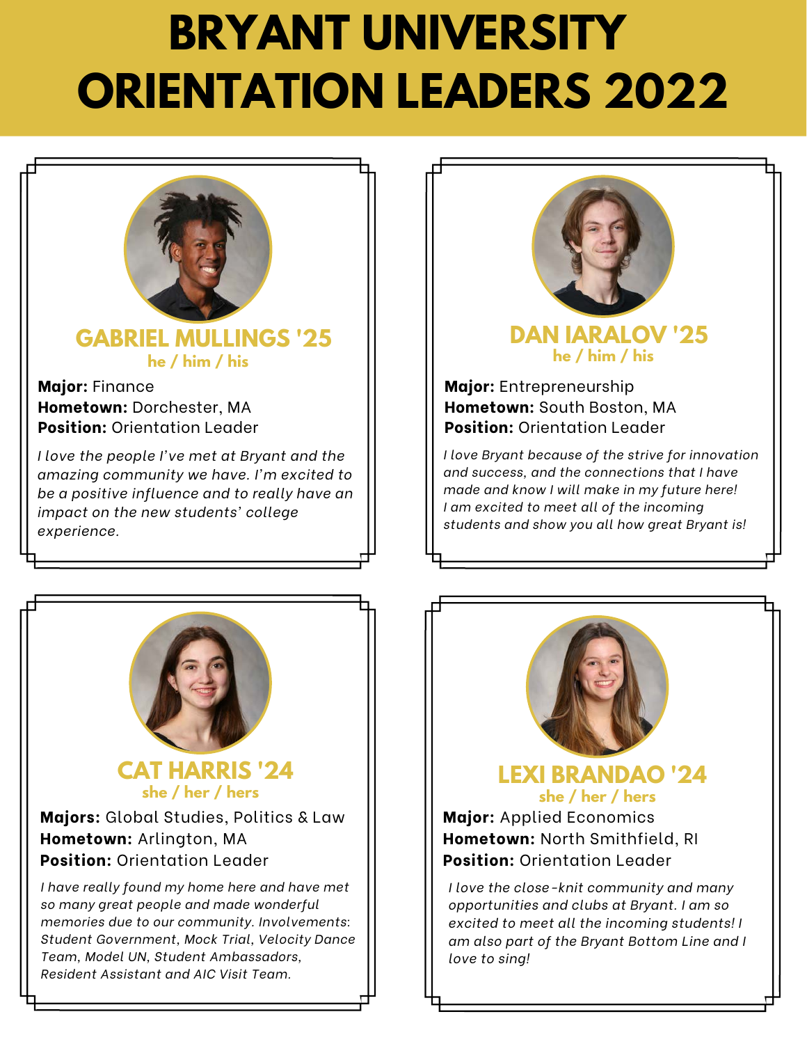# BRYANT UNIVERSITY ORIENTATION LEADERS 2022

## GABRIEL MULLINGS '25

he / him / his

**Major:** Finance
**Hometown:** Dorchester, MA
**Position:** Orientation Leader

*I love the people I've met at Bryant and the amazing community we have. I'm excited to be a positive influence and to really have an impact on the new students' college experience.*

## DAN IARALOV '25

he / him / his

**Major:** Entrepreneurship
**Hometown:** South Boston, MA
**Position:** Orientation Leader

*I love Bryant because of the strive for innovation and success, and the connections that I have made and know I will make in my future here! I am excited to meet all of the incoming students and show you all how great Bryant is!*

## CAT HARRIS '24

she / her / hers

**Majors:** Global Studies, Politics & Law
**Hometown:** Arlington, MA
**Position:** Orientation Leader

*I have really found my home here and have met so many great people and made wonderful memories due to our community. Involvements: Student Government, Mock Trial, Velocity Dance Team, Model UN, Student Ambassadors, Resident Assistant and AIC Visit Team.*

## LEXI BRANDAO '24

she / her / hers

**Major:** Applied Economics
**Hometown:** North Smithfield, RI
**Position:** Orientation Leader

*I love the close-knit community and many opportunities and clubs at Bryant. I am so excited to meet all the incoming students! I am also part of the Bryant Bottom Line and I love to sing!*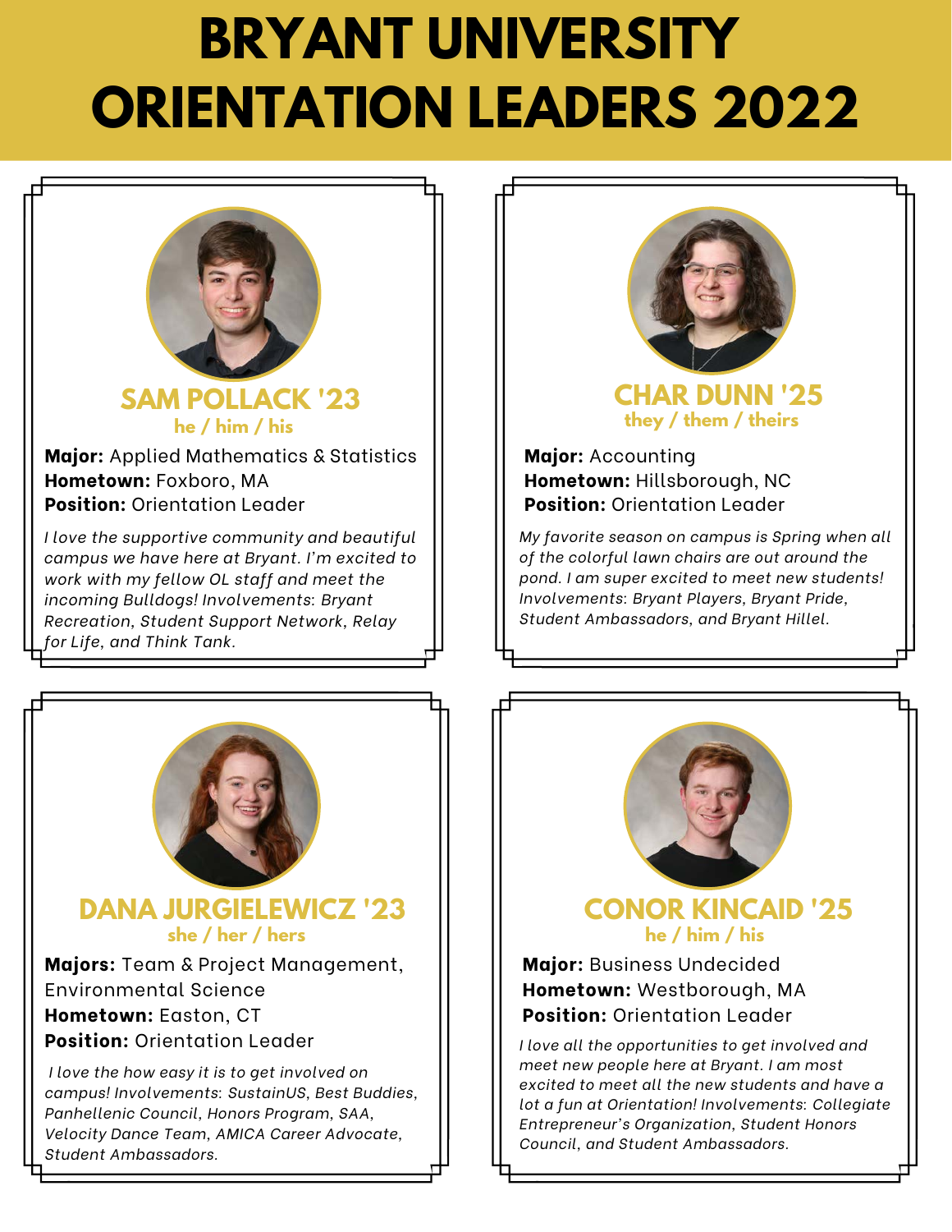# BRYANT UNIVERSITY ORIENTATION LEADERS 2022

## SAM POLLACK '23

**he / him / his**

**Major:** Applied Mathematics & Statistics
**Hometown:** Foxboro, MA
**Position:** Orientation Leader

*I love the supportive community and beautiful campus we have here at Bryant. I'm excited to work with my fellow OL staff and meet the incoming Bulldogs! Involvements: Bryant Recreation, Student Support Network, Relay for Life, and Think Tank.*

## CHAR DUNN '25

**they / them / theirs**

**Major:** Accounting
**Hometown:** Hillsborough, NC
**Position:** Orientation Leader

*My favorite season on campus is Spring when all of the colorful lawn chairs are out around the pond. I am super excited to meet new students! Involvements: Bryant Players, Bryant Pride, Student Ambassadors, and Bryant Hillel.*

## DANA JURGIELEWICZ '23

**she / her / hers**

**Majors:** Team & Project Management, Environmental Science
**Hometown:** Easton, CT
**Position:** Orientation Leader

*I love the how easy it is to get involved on campus! Involvements: SustainUS, Best Buddies, Panhellenic Council, Honors Program, SAA, Velocity Dance Team, AMICA Career Advocate, Student Ambassadors.*

## CONOR KINCAID '25

**he / him / his**

**Major:** Business Undecided
**Hometown:** Westborough, MA
**Position:** Orientation Leader

*I love all the opportunities to get involved and meet new people here at Bryant. I am most excited to meet all the new students and have a lot a fun at Orientation! Involvements: Collegiate Entrepreneur's Organization, Student Honors Council, and Student Ambassadors.*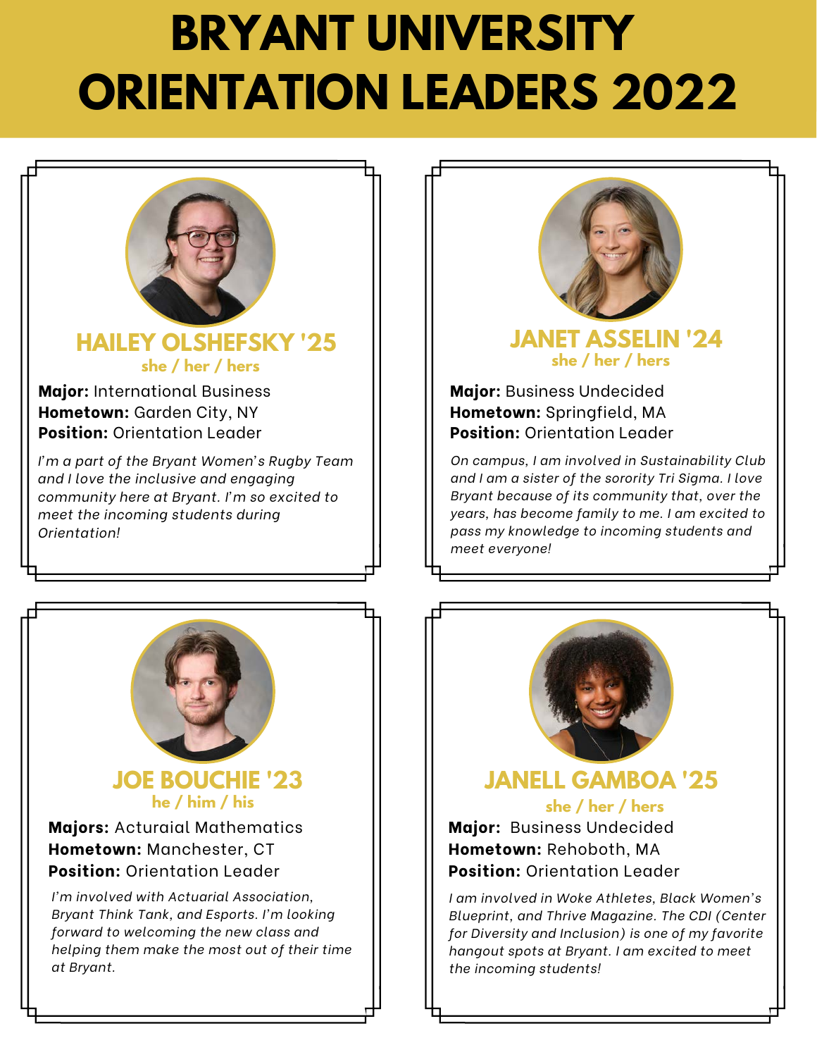# BRYANT UNIVERSITY ORIENTATION LEADERS 2022

## HAILEY OLSHEFSKY '25

**she / her / hers**

**Major:** International Business
**Hometown:** Garden City, NY
**Position:** Orientation Leader

*I'm a part of the Bryant Women's Rugby Team and I love the inclusive and engaging community here at Bryant. I'm so excited to meet the incoming students during Orientation!*

## JANET ASSELIN '24

**she / her / hers**

**Major:** Business Undecided
**Hometown:** Springfield, MA
**Position:** Orientation Leader

*On campus, I am involved in Sustainability Club and I am a sister of the sorority Tri Sigma. I love Bryant because of its community that, over the years, has become family to me. I am excited to pass my knowledge to incoming students and meet everyone!*

## JOE BOUCHIE '23

**he / him / his**

**Majors:** Acturaial Mathematics
**Hometown:** Manchester, CT
**Position:** Orientation Leader

*I'm involved with Actuarial Association, Bryant Think Tank, and Esports. I'm looking forward to welcoming the new class and helping them make the most out of their time at Bryant.*

## JANELL GAMBOA '25

**she / her / hers**

**Major:** Business Undecided
**Hometown:** Rehoboth, MA
**Position:** Orientation Leader

*I am involved in Woke Athletes, Black Women's Blueprint, and Thrive Magazine. The CDI (Center for Diversity and Inclusion) is one of my favorite hangout spots at Bryant. I am excited to meet the incoming students!*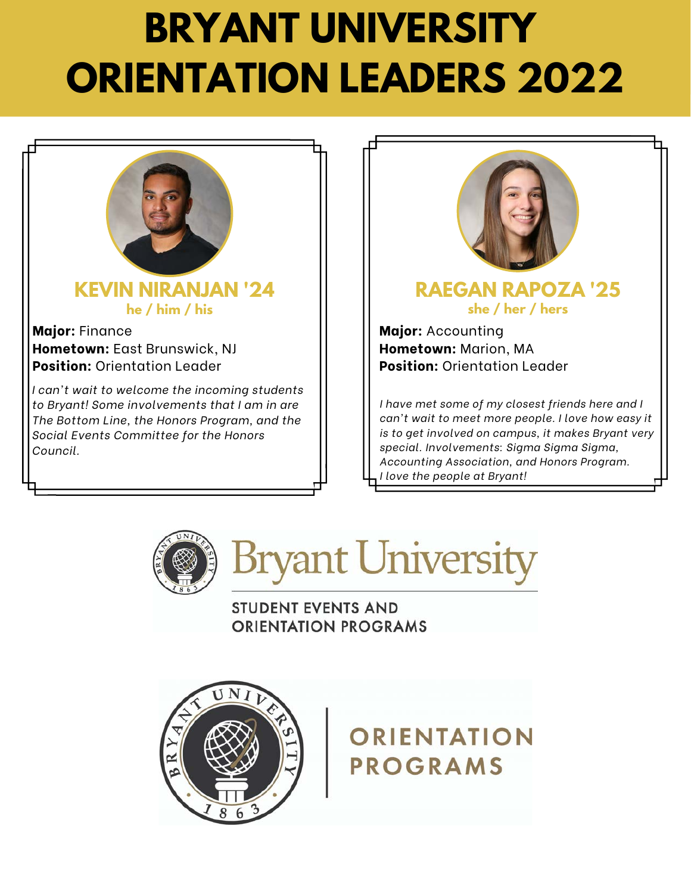# BRYANT UNIVERSITY ORIENTATION LEADERS 2022

## KEVIN NIRANJAN '24

he / him / his

**Major:** Finance
**Hometown:** East Brunswick, NJ
**Position:** Orientation Leader

*I can't wait to welcome the incoming students to Bryant! Some involvements that I am in are The Bottom Line, the Honors Program, and the Social Events Committee for the Honors Council.*

## RAEGAN RAPOZA '25

she / her / hers

**Major:** Accounting
**Hometown:** Marion, MA
**Position:** Orientation Leader

*I have met some of my closest friends here and I can't wait to meet more people. I love how easy it is to get involved on campus, it makes Bryant very special. Involvements: Sigma Sigma Sigma, Accounting Association, and Honors Program. I love the people at Bryant!*

Bryant University
STUDENT EVENTS AND ORIENTATION PROGRAMS

ORIENTATION PROGRAMS